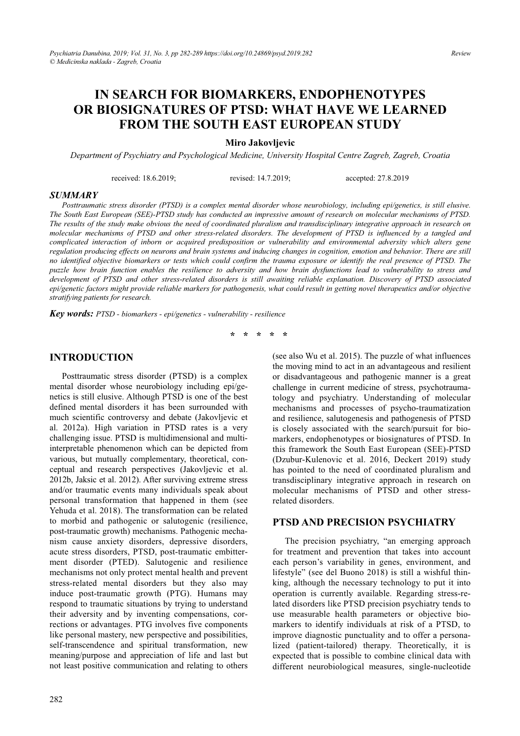# IN SEARCH FOR BIOMARKERS, ENDOPHENOTYPES OR BIOSIGNATURES OF PTSD: WHAT HAVE WE LEARNED FROM THE SOUTH EAST EUROPEAN STUDY

**Miro Jakovljevic**

*Department of Psychiatry and Psychological Medicine, University Hospital Centre Zagreb, Zagreb, Croatia*

received: 18.6.2019; revised: 14.7.2019; accepted: 27.8.2019

## SUMMARY

*Posttraumatic stress disorder (PTSD) is a complex mental disorder whose neurobiology, including epi/genetics, is still elusive. The South East European (SEE)-PTSD study has conducted an impressive amount of research on molecular mechanisms of PTSD. The results of the study make obvious the need of coordinated pluralism and transdisciplinary integrative approach in research on molecular mechanisms of PTSD and other stress-related disorders. The development of PTSD is influenced by a tangled and complicated interaction of inborn or acquired predisposition or vulnerability and environmental adversity which alters gene regulation producing effects on neurons and brain systems and inducing changes in cognition, emotion and behavior. There are still no identified objective biomarkers or tests which could confirm the trauma exposure or identify the real presence of PTSD. The puzzle how brain function enables the resilience to adversity and how brain dysfunctions lead to vulnerability to stress and development of PTSD and other stress-related disorders is still awaiting reliable explanation. Discovery of PTSD associated epi/genetic factors might provide reliable markers for pathogenesis, what could result in getting novel therapeutics and/or objective stratifying patients for research.*

***Key words:*** *PTSD - biomarkers - epi/genetics - vulnerability - resilience*

\* \* \* \* \*

## INTRODUCTION

Posttraumatic stress disorder (PTSD) is a complex mental disorder whose neurobiology including epi/genetics is still elusive. Although PTSD is one of the best defined mental disorders it has been surrounded with much scientific controversy and debate (Jakovljevic et al. 2012a). High variation in PTSD rates is a very challenging issue. PTSD is multidimensional and multi-interpretable phenomenon which can be depicted from various, but mutually complementary, theoretical, conceptual and research perspectives (Jakovljevic et al. 2012b, Jaksic et al. 2012). After surviving extreme stress and/or traumatic events many individuals speak about personal transformation that happened in them (see Yehuda et al. 2018). The transformation can be related to morbid and pathogenic or salutogenic (resilience, post-traumatic growth) mechanisms. Pathogenic mechanism cause anxiety disorders, depressive disorders, acute stress disorders, PTSD, post-traumatic embitterment disorder (PTED). Salutogenic and resilience mechanisms not only protect mental health and prevent stress-related mental disorders but they also may induce post-traumatic growth (PTG). Humans may respond to traumatic situations by trying to understand their adversity and by inventing compensations, corrections or advantages. PTG involves five components like personal mastery, new perspective and possibilities, self-transcendence and spiritual transformation, new meaning/purpose and appreciation of life and last but not least positive communication and relating to others (see also Wu et al. 2015). The puzzle of what influences the moving mind to act in an advantageous and resilient or disadvantageous and pathogenic manner is a great challenge in current medicine of stress, psychotraumatology and psychiatry. Understanding of molecular mechanisms and processes of psycho-traumatization and resilience, salutogenesis and pathogenesis of PTSD is closely associated with the search/pursuit for biomarkers, endophenotypes or biosignatures of PTSD. In this framework the South East European (SEE)-PTSD (Dzubur-Kulenovic et al. 2016, Deckert 2019) study has pointed to the need of coordinated pluralism and transdisciplinary integrative approach in research on molecular mechanisms of PTSD and other stress-related disorders.

## PTSD AND PRECISION PSYCHIATRY

The precision psychiatry, "an emerging approach for treatment and prevention that takes into account each person's variability in genes, environment, and lifestyle" (see del Buono 2018) is still a wishful thinking, although the necessary technology to put it into operation is currently available. Regarding stress-related disorders like PTSD precision psychiatry tends to use measurable health parameters or objective biomarkers to identify individuals at risk of a PTSD, to improve diagnostic punctuality and to offer a personalized (patient-tailored) therapy. Theoretically, it is expected that is possible to combine clinical data with different neurobiological measures, single-nucleotide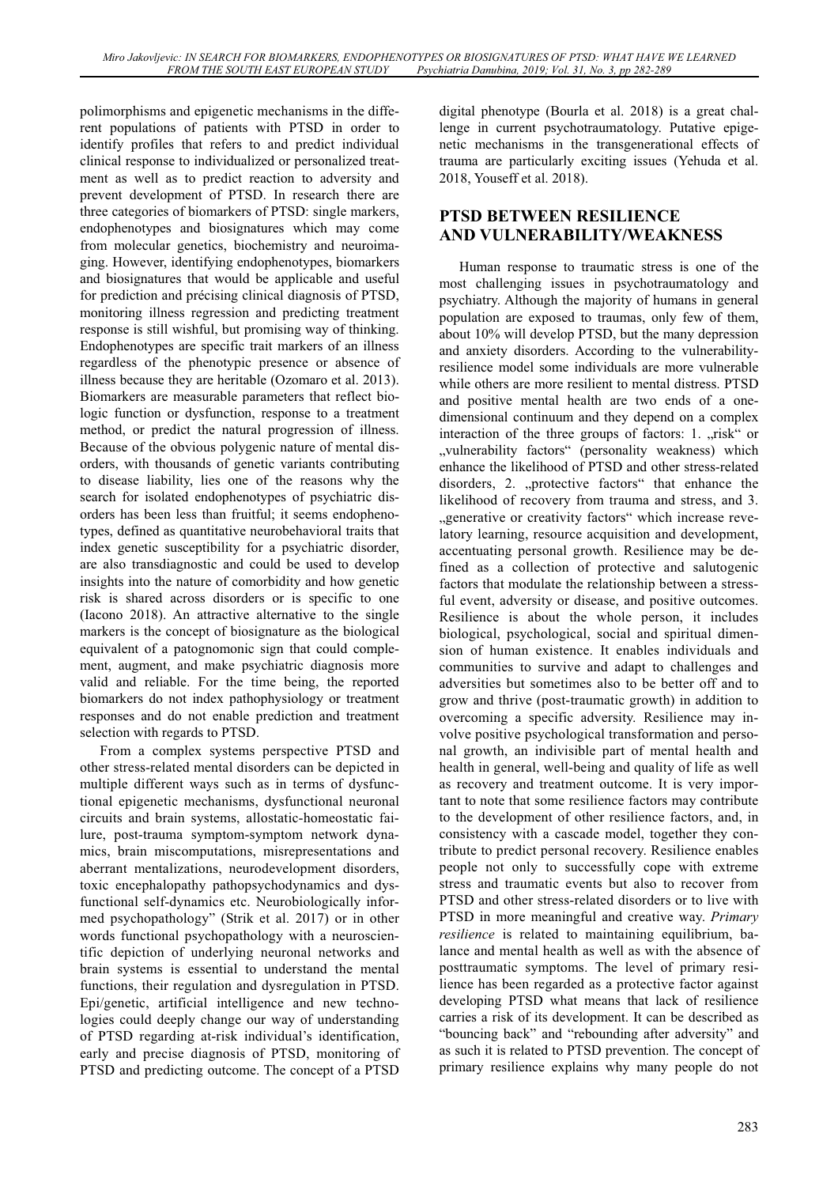polimorphisms and epigenetic mechanisms in the different populations of patients with PTSD in order to identify profiles that refers to and predict individual clinical response to individualized or personalized treatment as well as to predict reaction to adversity and prevent development of PTSD. In research there are three categories of biomarkers of PTSD: single markers, endophenotypes and biosignatures which may come from molecular genetics, biochemistry and neuroimaging. However, identifying endophenotypes, biomarkers and biosignatures that would be applicable and useful for prediction and précising clinical diagnosis of PTSD, monitoring illness regression and predicting treatment response is still wishful, but promising way of thinking. Endophenotypes are specific trait markers of an illness regardless of the phenotypic presence or absence of illness because they are heritable (Ozomaro et al. 2013). Biomarkers are measurable parameters that reflect biologic function or dysfunction, response to a treatment method, or predict the natural progression of illness. Because of the obvious polygenic nature of mental disorders, with thousands of genetic variants contributing to disease liability, lies one of the reasons why the search for isolated endophenotypes of psychiatric disorders has been less than fruitful; it seems endophenotypes, defined as quantitative neurobehavioral traits that index genetic susceptibility for a psychiatric disorder, are also transdiagnostic and could be used to develop insights into the nature of comorbidity and how genetic risk is shared across disorders or is specific to one (Iacono 2018). An attractive alternative to the single markers is the concept of biosignature as the biological equivalent of a patognomonic sign that could complement, augment, and make psychiatric diagnosis more valid and reliable. For the time being, the reported biomarkers do not index pathophysiology or treatment responses and do not enable prediction and treatment selection with regards to PTSD.

From a complex systems perspective PTSD and other stress-related mental disorders can be depicted in multiple different ways such as in terms of dysfunctional epigenetic mechanisms, dysfunctional neuronal circuits and brain systems, allostatic-homeostatic failure, post-trauma symptom-symptom network dynamics, brain miscomputations, misrepresentations and aberrant mentalizations, neurodevelopment disorders, toxic encephalopathy pathopsychodynamics and dysfunctional self-dynamics etc. Neurobiologically informed psychopathology" (Strik et al. 2017) or in other words functional psychopathology with a neuroscientific depiction of underlying neuronal networks and brain systems is essential to understand the mental functions, their regulation and dysregulation in PTSD. Epi/genetic, artificial intelligence and new technologies could deeply change our way of understanding of PTSD regarding at-risk individual's identification, early and precise diagnosis of PTSD, monitoring of PTSD and predicting outcome. The concept of a PTSD digital phenotype (Bourla et al. 2018) is a great challenge in current psychotraumatology. Putative epigenetic mechanisms in the transgenerational effects of trauma are particularly exciting issues (Yehuda et al. 2018, Youseff et al. 2018).

## PTSD BETWEEN RESILIENCE AND VULNERABILITY/WEAKNESS

Human response to traumatic stress is one of the most challenging issues in psychotraumatology and psychiatry. Although the majority of humans in general population are exposed to traumas, only few of them, about 10% will develop PTSD, but the many depression and anxiety disorders. According to the vulnerability-resilience model some individuals are more vulnerable while others are more resilient to mental distress. PTSD and positive mental health are two ends of a one-dimensional continuum and they depend on a complex interaction of the three groups of factors: 1. „risk" or „vulnerability factors" (personality weakness) which enhance the likelihood of PTSD and other stress-related disorders, 2. „protective factors" that enhance the likelihood of recovery from trauma and stress, and 3. „generative or creativity factors" which increase revelatory learning, resource acquisition and development, accentuating personal growth. Resilience may be defined as a collection of protective and salutogenic factors that modulate the relationship between a stressful event, adversity or disease, and positive outcomes. Resilience is about the whole person, it includes biological, psychological, social and spiritual dimension of human existence. It enables individuals and communities to survive and adapt to challenges and adversities but sometimes also to be better off and to grow and thrive (post-traumatic growth) in addition to overcoming a specific adversity. Resilience may involve positive psychological transformation and personal growth, an indivisible part of mental health and health in general, well-being and quality of life as well as recovery and treatment outcome. It is very important to note that some resilience factors may contribute to the development of other resilience factors, and, in consistency with a cascade model, together they contribute to predict personal recovery. Resilience enables people not only to successfully cope with extreme stress and traumatic events but also to recover from PTSD and other stress-related disorders or to live with PTSD in more meaningful and creative way. *Primary resilience* is related to maintaining equilibrium, balance and mental health as well as with the absence of posttraumatic symptoms. The level of primary resilience has been regarded as a protective factor against developing PTSD what means that lack of resilience carries a risk of its development. It can be described as "bouncing back" and "rebounding after adversity" and as such it is related to PTSD prevention. The concept of primary resilience explains why many people do not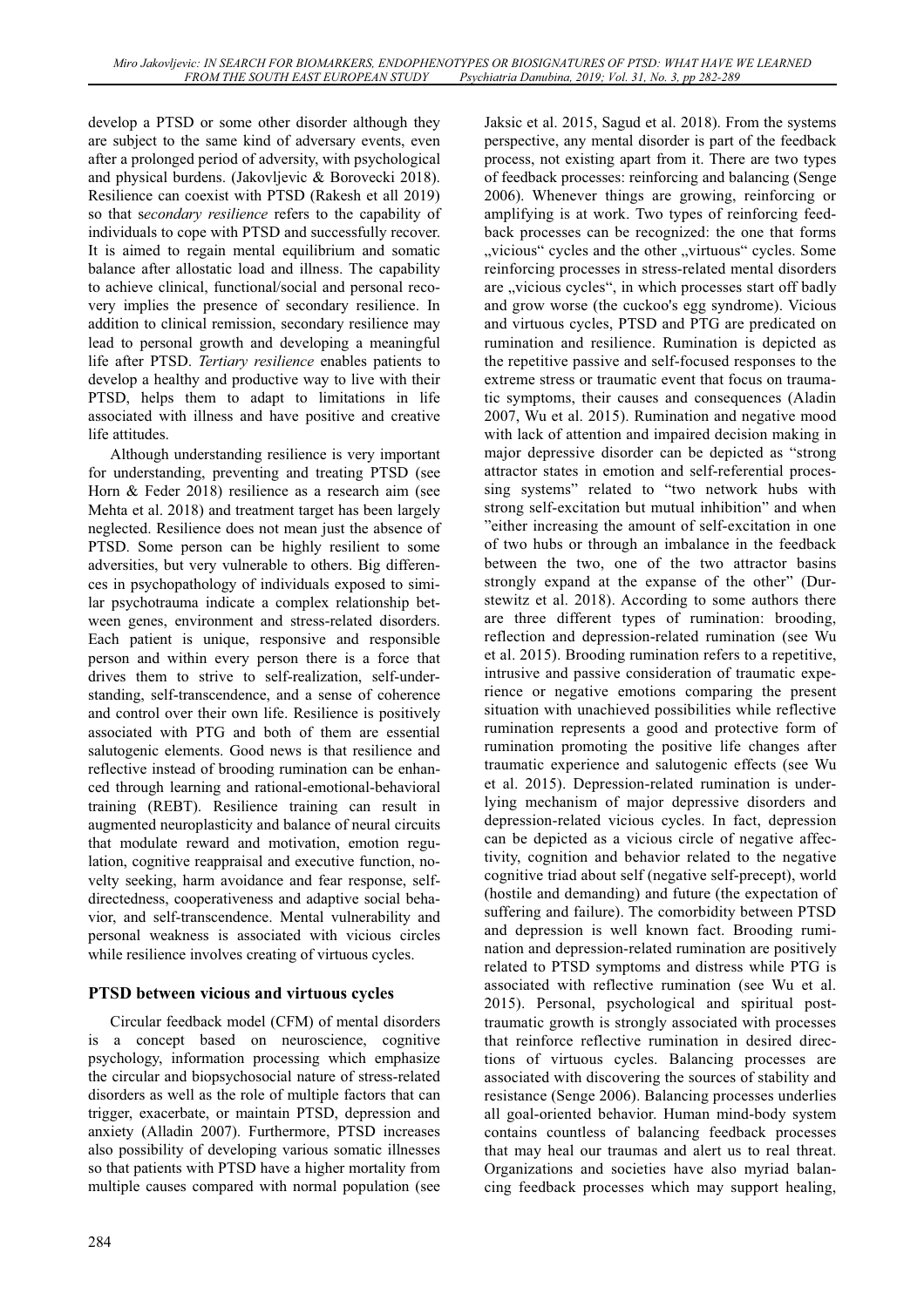develop a PTSD or some other disorder although they are subject to the same kind of adversary events, even after a prolonged period of adversity, with psychological and physical burdens. (Jakovljevic & Borovecki 2018). Resilience can coexist with PTSD (Rakesh et all 2019) so that s*econdary resilience* refers to the capability of individuals to cope with PTSD and successfully recover. It is aimed to regain mental equilibrium and somatic balance after allostatic load and illness. The capability to achieve clinical, functional/social and personal recovery implies the presence of secondary resilience. In addition to clinical remission, secondary resilience may lead to personal growth and developing a meaningful life after PTSD. *Tertiary resilience* enables patients to develop a healthy and productive way to live with their PTSD, helps them to adapt to limitations in life associated with illness and have positive and creative life attitudes.

Although understanding resilience is very important for understanding, preventing and treating PTSD (see Horn & Feder 2018) resilience as a research aim (see Mehta et al. 2018) and treatment target has been largely neglected. Resilience does not mean just the absence of PTSD. Some person can be highly resilient to some adversities, but very vulnerable to others. Big differences in psychopathology of individuals exposed to similar psychotrauma indicate a complex relationship between genes, environment and stress-related disorders. Each patient is unique, responsive and responsible person and within every person there is a force that drives them to strive to self-realization, self-understanding, self-transcendence, and a sense of coherence and control over their own life. Resilience is positively associated with PTG and both of them are essential salutogenic elements. Good news is that resilience and reflective instead of brooding rumination can be enhanced through learning and rational-emotional-behavioral training (REBT). Resilience training can result in augmented neuroplasticity and balance of neural circuits that modulate reward and motivation, emotion regulation, cognitive reappraisal and executive function, novelty seeking, harm avoidance and fear response, self-directedness, cooperativeness and adaptive social behavior, and self-transcendence. Mental vulnerability and personal weakness is associated with vicious circles while resilience involves creating of virtuous cycles.

## PTSD between vicious and virtuous cycles

Circular feedback model (CFM) of mental disorders is a concept based on neuroscience, cognitive psychology, information processing which emphasize the circular and biopsychosocial nature of stress-related disorders as well as the role of multiple factors that can trigger, exacerbate, or maintain PTSD, depression and anxiety (Alladin 2007). Furthermore, PTSD increases also possibility of developing various somatic illnesses so that patients with PTSD have a higher mortality from multiple causes compared with normal population (see Jaksic et al. 2015, Sagud et al. 2018). From the systems perspective, any mental disorder is part of the feedback process, not existing apart from it. There are two types of feedback processes: reinforcing and balancing (Senge 2006). Whenever things are growing, reinforcing or amplifying is at work. Two types of reinforcing feedback processes can be recognized: the one that forms „vicious“ cycles and the other „virtuous“ cycles. Some reinforcing processes in stress-related mental disorders are „vicious cycles“, in which processes start off badly and grow worse (the cuckoo's egg syndrome). Vicious and virtuous cycles, PTSD and PTG are predicated on rumination and resilience. Rumination is depicted as the repetitive passive and self-focused responses to the extreme stress or traumatic event that focus on traumatic symptoms, their causes and consequences (Aladin 2007, Wu et al. 2015). Rumination and negative mood with lack of attention and impaired decision making in major depressive disorder can be depicted as “strong attractor states in emotion and self-referential processing systems” related to “two network hubs with strong self-excitation but mutual inhibition” and when ”either increasing the amount of self-excitation in one of two hubs or through an imbalance in the feedback between the two, one of the two attractor basins strongly expand at the expanse of the other” (Durstewitz et al. 2018). According to some authors there are three different types of rumination: brooding, reflection and depression-related rumination (see Wu et al. 2015). Brooding rumination refers to a repetitive, intrusive and passive consideration of traumatic experience or negative emotions comparing the present situation with unachieved possibilities while reflective rumination represents a good and protective form of rumination promoting the positive life changes after traumatic experience and salutogenic effects (see Wu et al. 2015). Depression-related rumination is underlying mechanism of major depressive disorders and depression-related vicious cycles. In fact, depression can be depicted as a vicious circle of negative affectivity, cognition and behavior related to the negative cognitive triad about self (negative self-precept), world (hostile and demanding) and future (the expectation of suffering and failure). The comorbidity between PTSD and depression is well known fact. Brooding rumination and depression-related rumination are positively related to PTSD symptoms and distress while PTG is associated with reflective rumination (see Wu et al. 2015). Personal, psychological and spiritual posttraumatic growth is strongly associated with processes that reinforce reflective rumination in desired directions of virtuous cycles. Balancing processes are associated with discovering the sources of stability and resistance (Senge 2006). Balancing processes underlies all goal-oriented behavior. Human mind-body system contains countless of balancing feedback processes that may heal our traumas and alert us to real threat. Organizations and societies have also myriad balancing feedback processes which may support healing,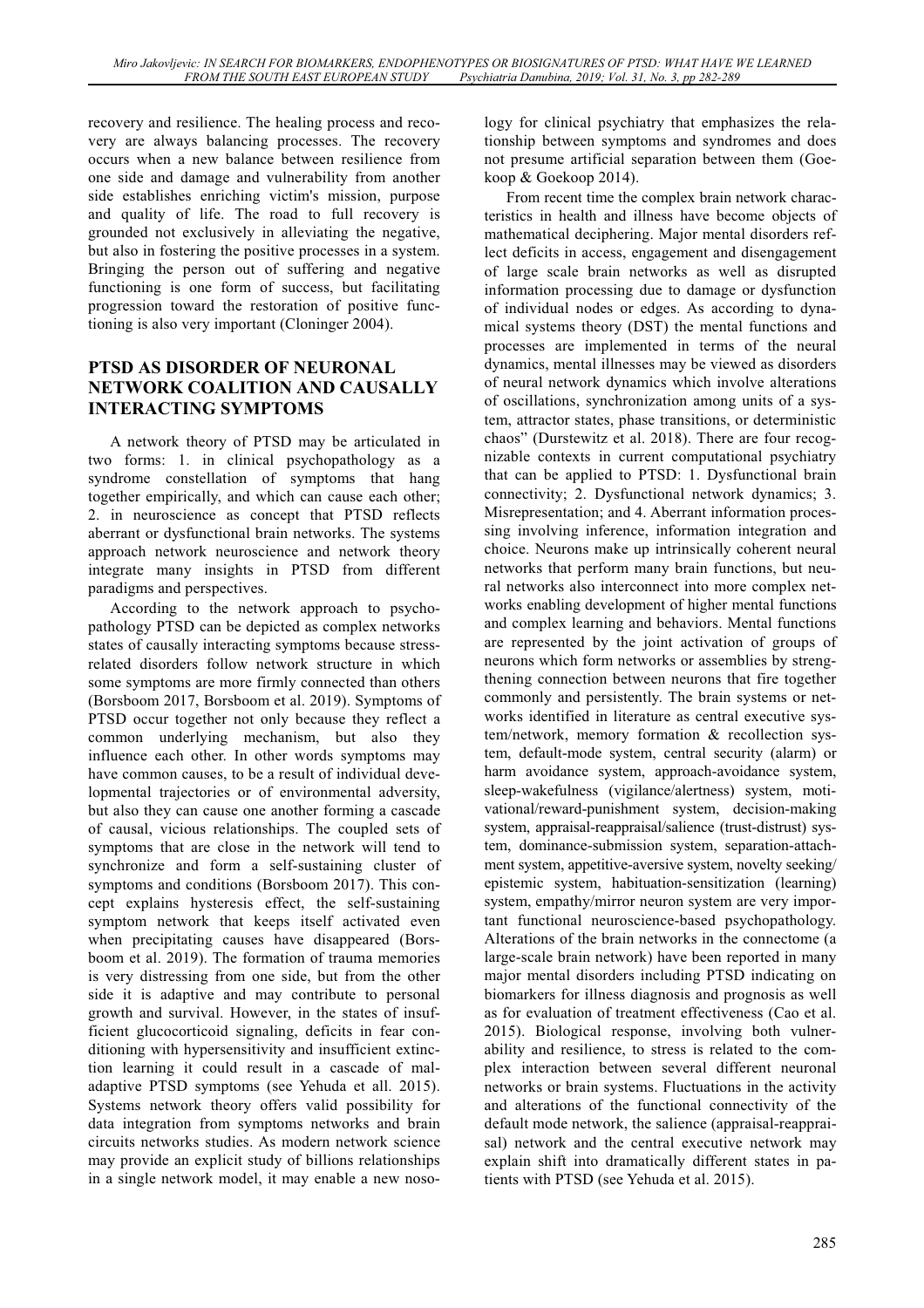recovery and resilience. The healing process and recovery are always balancing processes. The recovery occurs when a new balance between resilience from one side and damage and vulnerability from another side establishes enriching victim's mission, purpose and quality of life. The road to full recovery is grounded not exclusively in alleviating the negative, but also in fostering the positive processes in a system. Bringing the person out of suffering and negative functioning is one form of success, but facilitating progression toward the restoration of positive functioning is also very important (Cloninger 2004).

## PTSD AS DISORDER OF NEURONAL NETWORK COALITION AND CAUSALLY INTERACTING SYMPTOMS

A network theory of PTSD may be articulated in two forms: 1. in clinical psychopathology as a syndrome constellation of symptoms that hang together empirically, and which can cause each other; 2. in neuroscience as concept that PTSD reflects aberrant or dysfunctional brain networks. The systems approach network neuroscience and network theory integrate many insights in PTSD from different paradigms and perspectives.

According to the network approach to psychopathology PTSD can be depicted as complex networks states of causally interacting symptoms because stress-related disorders follow network structure in which some symptoms are more firmly connected than others (Borsboom 2017, Borsboom et al. 2019). Symptoms of PTSD occur together not only because they reflect a common underlying mechanism, but also they influence each other. In other words symptoms may have common causes, to be a result of individual developmental trajectories or of environmental adversity, but also they can cause one another forming a cascade of causal, vicious relationships. The coupled sets of symptoms that are close in the network will tend to synchronize and form a self-sustaining cluster of symptoms and conditions (Borsboom 2017). This concept explains hysteresis effect, the self-sustaining symptom network that keeps itself activated even when precipitating causes have disappeared (Borsboom et al. 2019). The formation of trauma memories is very distressing from one side, but from the other side it is adaptive and may contribute to personal growth and survival. However, in the states of insufficient glucocorticoid signaling, deficits in fear conditioning with hypersensitivity and insufficient extinction learning it could result in a cascade of maladaptive PTSD symptoms (see Yehuda et all. 2015). Systems network theory offers valid possibility for data integration from symptoms networks and brain circuits networks studies. As modern network science may provide an explicit study of billions relationships in a single network model, it may enable a new nosology for clinical psychiatry that emphasizes the relationship between symptoms and syndromes and does not presume artificial separation between them (Goekoop & Goekoop 2014).

From recent time the complex brain network characteristics in health and illness have become objects of mathematical deciphering. Major mental disorders reflect deficits in access, engagement and disengagement of large scale brain networks as well as disrupted information processing due to damage or dysfunction of individual nodes or edges. As according to dynamical systems theory (DST) the mental functions and processes are implemented in terms of the neural dynamics, mental illnesses may be viewed as disorders of neural network dynamics which involve alterations of oscillations, synchronization among units of a system, attractor states, phase transitions, or deterministic chaos" (Durstewitz et al. 2018). There are four recognizable contexts in current computational psychiatry that can be applied to PTSD: 1. Dysfunctional brain connectivity; 2. Dysfunctional network dynamics; 3. Misrepresentation; and 4. Aberrant information processing involving inference, information integration and choice. Neurons make up intrinsically coherent neural networks that perform many brain functions, but neural networks also interconnect into more complex networks enabling development of higher mental functions and complex learning and behaviors. Mental functions are represented by the joint activation of groups of neurons which form networks or assemblies by strengthening connection between neurons that fire together commonly and persistently. The brain systems or networks identified in literature as central executive system/network, memory formation & recollection system, default-mode system, central security (alarm) or harm avoidance system, approach-avoidance system, sleep-wakefulness (vigilance/alertness) system, motivational/reward-punishment system, decision-making system, appraisal-reappraisal/salience (trust-distrust) system, dominance-submission system, separation-attachment system, appetitive-aversive system, novelty seeking/epistemic system, habituation-sensitization (learning) system, empathy/mirror neuron system are very important functional neuroscience-based psychopathology. Alterations of the brain networks in the connectome (a large-scale brain network) have been reported in many major mental disorders including PTSD indicating on biomarkers for illness diagnosis and prognosis as well as for evaluation of treatment effectiveness (Cao et al. 2015). Biological response, involving both vulnerability and resilience, to stress is related to the complex interaction between several different neuronal networks or brain systems. Fluctuations in the activity and alterations of the functional connectivity of the default mode network, the salience (appraisal-reappraisal) network and the central executive network may explain shift into dramatically different states in patients with PTSD (see Yehuda et al. 2015).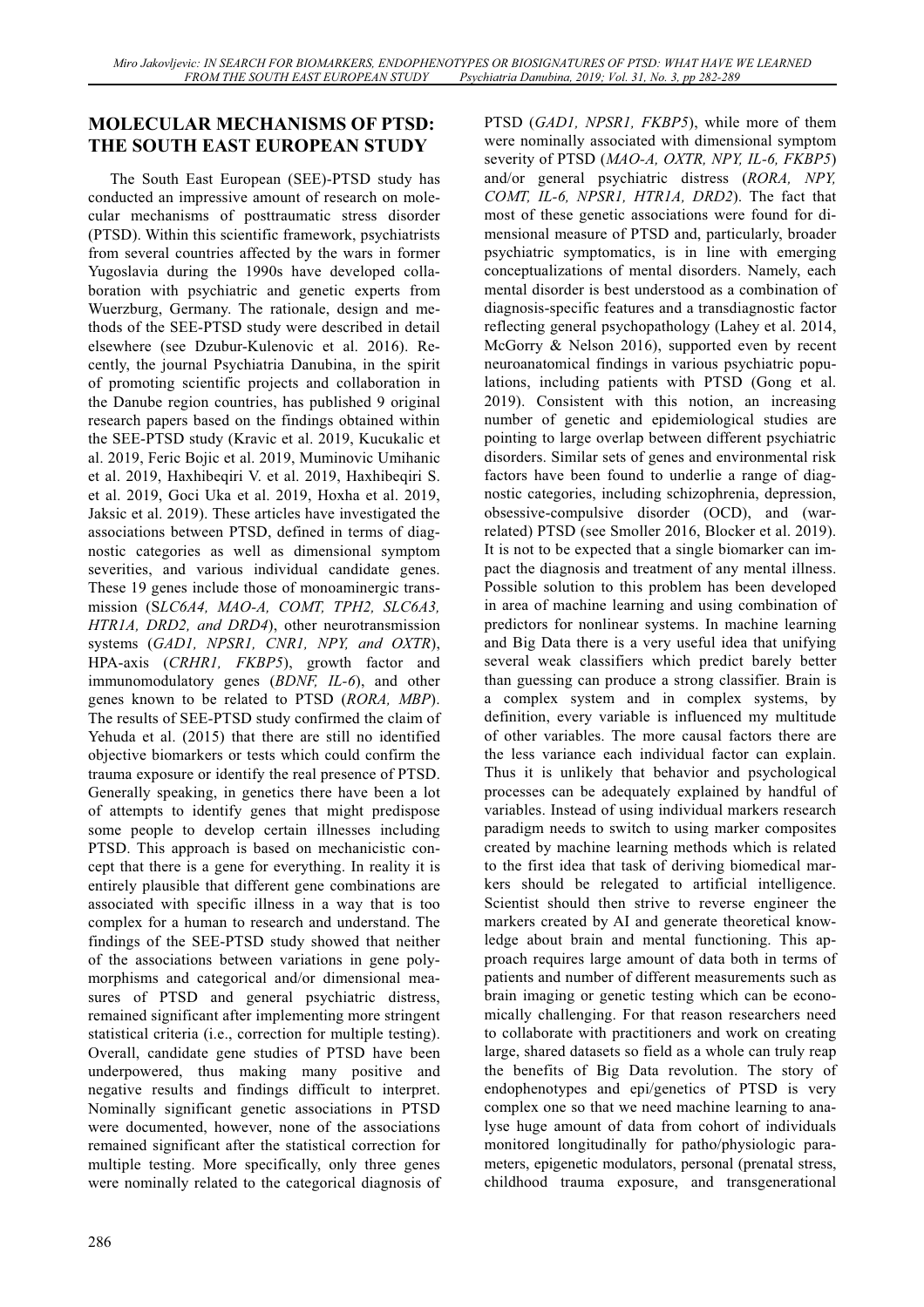## MOLECULAR MECHANISMS OF PTSD: THE SOUTH EAST EUROPEAN STUDY

The South East European (SEE)-PTSD study has conducted an impressive amount of research on molecular mechanisms of posttraumatic stress disorder (PTSD). Within this scientific framework, psychiatrists from several countries affected by the wars in former Yugoslavia during the 1990s have developed collaboration with psychiatric and genetic experts from Wuerzburg, Germany. The rationale, design and methods of the SEE-PTSD study were described in detail elsewhere (see Dzubur-Kulenovic et al. 2016). Recently, the journal Psychiatria Danubina, in the spirit of promoting scientific projects and collaboration in the Danube region countries, has published 9 original research papers based on the findings obtained within the SEE-PTSD study (Kravic et al. 2019, Kucukalic et al. 2019, Feric Bojic et al. 2019, Muminovic Umihanic et al. 2019, Haxhibeqiri V. et al. 2019, Haxhibeqiri S. et al. 2019, Goci Uka et al. 2019, Hoxha et al. 2019, Jaksic et al. 2019). These articles have investigated the associations between PTSD, defined in terms of diagnostic categories as well as dimensional symptom severities, and various individual candidate genes. These 19 genes include those of monoaminergic transmission (*SLC6A4, MAO-A, COMT, TPH2, SLC6A3, HTR1A, DRD2, and DRD4*), other neurotransmission systems (*GAD1, NPSR1, CNR1, NPY, and OXTR*), HPA-axis (*CRHR1, FKBP5*), growth factor and immunomodulatory genes (*BDNF, IL-6*), and other genes known to be related to PTSD (*RORA, MBP*). The results of SEE-PTSD study confirmed the claim of Yehuda et al. (2015) that there are still no identified objective biomarkers or tests which could confirm the trauma exposure or identify the real presence of PTSD. Generally speaking, in genetics there have been a lot of attempts to identify genes that might predispose some people to develop certain illnesses including PTSD. This approach is based on mechanicistic concept that there is a gene for everything. In reality it is entirely plausible that different gene combinations are associated with specific illness in a way that is too complex for a human to research and understand. The findings of the SEE-PTSD study showed that neither of the associations between variations in gene polymorphisms and categorical and/or dimensional measures of PTSD and general psychiatric distress, remained significant after implementing more stringent statistical criteria (i.e., correction for multiple testing). Overall, candidate gene studies of PTSD have been underpowered, thus making many positive and negative results and findings difficult to interpret. Nominally significant genetic associations in PTSD were documented, however, none of the associations remained significant after the statistical correction for multiple testing. More specifically, only three genes were nominally related to the categorical diagnosis of PTSD (*GAD1, NPSR1, FKBP5*), while more of them were nominally associated with dimensional symptom severity of PTSD (*MAO-A, OXTR, NPY, IL-6, FKBP5*) and/or general psychiatric distress (*RORA, NPY, COMT, IL-6, NPSR1, HTR1A, DRD2*). The fact that most of these genetic associations were found for dimensional measure of PTSD and, particularly, broader psychiatric symptomatics, is in line with emerging conceptualizations of mental disorders. Namely, each mental disorder is best understood as a combination of diagnosis-specific features and a transdiagnostic factor reflecting general psychopathology (Lahey et al. 2014, McGorry & Nelson 2016), supported even by recent neuroanatomical findings in various psychiatric populations, including patients with PTSD (Gong et al. 2019). Consistent with this notion, an increasing number of genetic and epidemiological studies are pointing to large overlap between different psychiatric disorders. Similar sets of genes and environmental risk factors have been found to underlie a range of diagnostic categories, including schizophrenia, depression, obsessive-compulsive disorder (OCD), and (war-related) PTSD (see Smoller 2016, Blocker et al. 2019). It is not to be expected that a single biomarker can impact the diagnosis and treatment of any mental illness. Possible solution to this problem has been developed in area of machine learning and using combination of predictors for nonlinear systems. In machine learning and Big Data there is a very useful idea that unifying several weak classifiers which predict barely better than guessing can produce a strong classifier. Brain is a complex system and in complex systems, by definition, every variable is influenced my multitude of other variables. The more causal factors there are the less variance each individual factor can explain. Thus it is unlikely that behavior and psychological processes can be adequately explained by handful of variables. Instead of using individual markers research paradigm needs to switch to using marker composites created by machine learning methods which is related to the first idea that task of deriving biomedical markers should be relegated to artificial intelligence. Scientist should then strive to reverse engineer the markers created by AI and generate theoretical knowledge about brain and mental functioning. This approach requires large amount of data both in terms of patients and number of different measurements such as brain imaging or genetic testing which can be economically challenging. For that reason researchers need to collaborate with practitioners and work on creating large, shared datasets so field as a whole can truly reap the benefits of Big Data revolution. The story of endophenotypes and epi/genetics of PTSD is very complex one so that we need machine learning to analyse huge amount of data from cohort of individuals monitored longitudinally for patho/physiologic parameters, epigenetic modulators, personal (prenatal stress, childhood trauma exposure, and transgenerational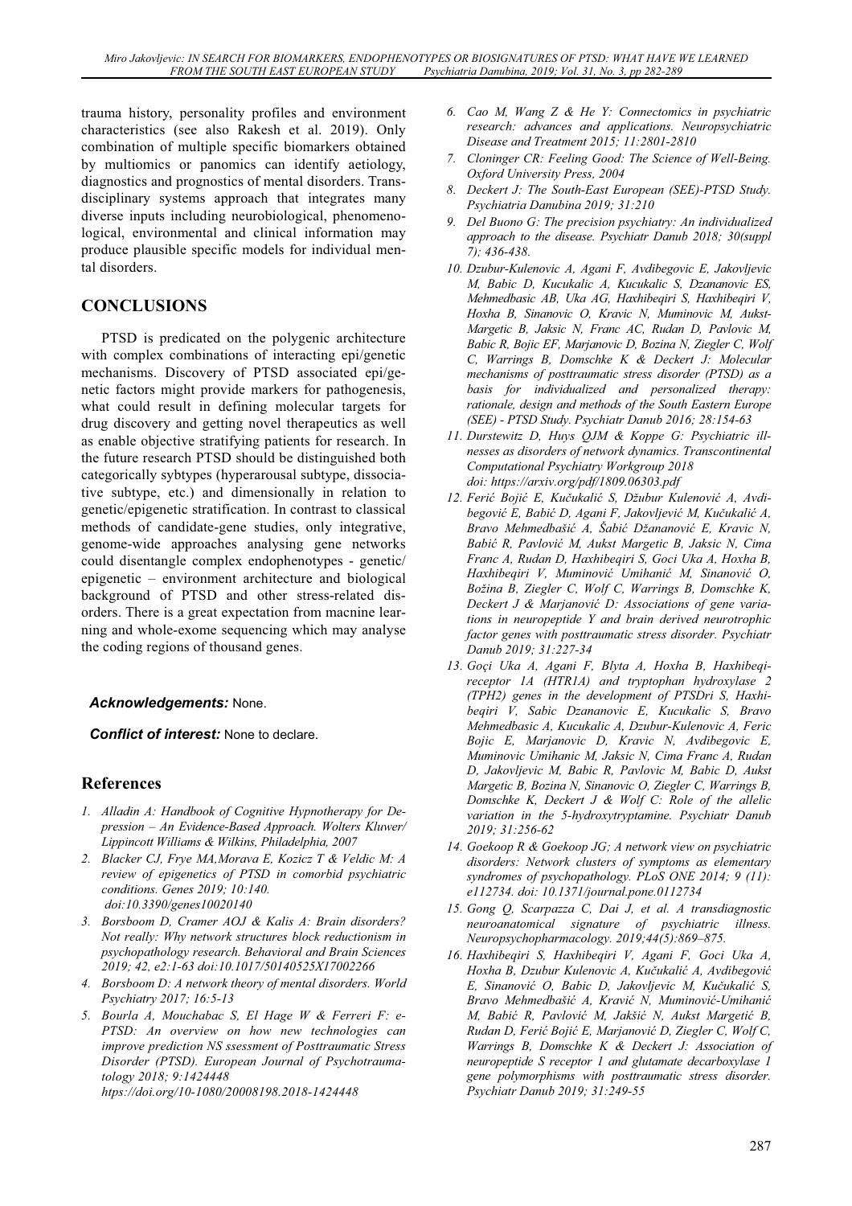trauma history, personality profiles and environment characteristics (see also Rakesh et al. 2019). Only combination of multiple specific biomarkers obtained by multiomics or panomics can identify aetiology, diagnostics and prognostics of mental disorders. Transdisciplinary systems approach that integrates many diverse inputs including neurobiological, phenomenological, environmental and clinical information may produce plausible specific models for individual mental disorders.

## CONCLUSIONS

PTSD is predicated on the polygenic architecture with complex combinations of interacting epi/genetic mechanisms. Discovery of PTSD associated epi/genetic factors might provide markers for pathogenesis, what could result in defining molecular targets for drug discovery and getting novel therapeutics as well as enable objective stratifying patients for research. In the future research PTSD should be distinguished both categorically sybtypes (hyperarousal subtype, dissociative subtype, etc.) and dimensionally in relation to genetic/epigenetic stratification. In contrast to classical methods of candidate-gene studies, only integrative, genome-wide approaches analysing gene networks could disentangle complex endophenotypes - genetic/epigenetic – environment architecture and biological background of PTSD and other stress-related disorders. There is a great expectation from macnine learning and whole-exome sequencing which may analyse the coding regions of thousand genes.

***Acknowledgements:*** None.

***Conflict of interest:*** None to declare.

## References

1. *Alladin A: Handbook of Cognitive Hypnotherapy for Depression – An Evidence-Based Approach. Wolters Kluwer/ Lippincott Williams & Wilkins, Philadelphia, 2007*
2. *Blacker CJ, Frye MA,Morava E, Kozicz T & Veldic M: A review of epigenetics of PTSD in comorbid psychiatric conditions. Genes 2019; 10:140. doi:10.3390/genes10020140*
3. *Borsboom D, Cramer AOJ & Kalis A: Brain disorders? Not really: Why network structures block reductionism in psychopathology research. Behavioral and Brain Sciences 2019; 42, e2:1-63 doi:10.1017/50140525X17002266*
4. *Borsboom D: A network theory of mental disorders. World Psychiatry 2017; 16:5-13*
5. *Bourla A, Mouchabac S, El Hage W & Ferreri F: e-PTSD: An overview on how new technologies can improve prediction NS ssessment of Posttraumatic Stress Disorder (PTSD). European Journal of Psychotraumatology 2018; 9:1424448 https://doi.org/10-1080/20008198.2018-1424448*
6. *Cao M, Wang Z & He Y: Connectomics in psychiatric research: advances and applications. Neuropsychiatric Disease and Treatment 2015; 11:2801-2810*
7. *Cloninger CR: Feeling Good: The Science of Well-Being. Oxford University Press, 2004*
8. *Deckert J: The South-East European (SEE)-PTSD Study. Psychiatria Danubina 2019; 31:210*
9. *Del Buono G: The precision psychiatry: An individualized approach to the disease. Psychiatr Danub 2018; 30(suppl 7); 436-438.*
10. *Dzubur-Kulenovic A, Agani F, Avdibegovic E, Jakovljevic M, Babic D, Kucukalic A, Kucukalic S, Dzananovic ES, Mehmedbasic AB, Uka AG, Haxhibeqiri S, Haxhibeqiri V, Hoxha B, Sinanovic O, Kravic N, Muminovic M, Aukst-Margetic B, Jaksic N, Franc AC, Rudan D, Pavlovic M, Babic R, Bojic EF, Marjanovic D, Bozina N, Ziegler C, Wolf C, Warrings B, Domschke K & Deckert J: Molecular mechanisms of posttraumatic stress disorder (PTSD) as a basis for individualized and personalized therapy: rationale, design and methods of the South Eastern Europe (SEE) - PTSD Study. Psychiatr Danub 2016; 28:154-63*
11. *Durstewitz D, Huys QJM & Koppe G: Psychiatric illnesses as disorders of network dynamics. Transcontinental Computational Psychiatry Workgroup 2018 doi: https://arxiv.org/pdf/1809.06303.pdf*
12. *Ferić Bojić E, Kučukalić S, Džubur Kulenović A, Avdibegović E, Babić D, Agani F, Jakovljević M, Kučukalić A, Bravo Mehmedbašić A, Šabić Džananović E, Kravic N, Babić R, Pavlović M, Aukst Margetic B, Jaksic N, Cima Franc A, Rudan D, Haxhibeqiri S, Goci Uka A, Hoxha B, Haxhibeqiri V, Muminović Umihanić M, Sinanović O, Božina B, Ziegler C, Wolf C, Warrings B, Domschke K, Deckert J & Marjanović D: Associations of gene variations in neuropeptide Y and brain derived neurotrophic factor genes with posttraumatic stress disorder. Psychiatr Danub 2019; 31:227-34*
13. *Goçi Uka A, Agani F, Blyta A, Hoxha B, Haxhibeqi-receptor 1A (HTR1A) and tryptophan hydroxylase 2 (TPH2) genes in the development of PTSDri S, Haxhibeqiri V, Sabic Dzananovic E, Kucukalic S, Bravo Mehmedbasic A, Kucukalic A, Dzubur-Kulenovic A, Feric Bojic E, Marjanovic D, Kravic N, Avdibegovic E, Muminovic Umihanic M, Jaksic N, Cima Franc A, Rudan D, Jakovljevic M, Babic R, Pavlovic M, Babic D, Aukst Margetic B, Bozina N, Sinanovic O, Ziegler C, Warrings B, Domschke K, Deckert J & Wolf C: Role of the allelic variation in the 5-hydroxytryptamine. Psychiatr Danub 2019; 31:256-62*
14. *Goekoop R & Goekoop JG; A network view on psychiatric disorders: Network clusters of symptoms as elementary syndromes of psychopathology. PLoS ONE 2014; 9 (11): e112734. doi: 10.1371/journal.pone.0112734*
15. *Gong Q, Scarpazza C, Dai J, et al. A transdiagnostic neuroanatomical signature of psychiatric illness. Neuropsychopharmacology. 2019;44(5):869–875.*
16. *Haxhibeqiri S, Haxhibeqiri V, Agani F, Goci Uka A, Hoxha B, Dzubur Kulenovic A, Kučukalić A, Avdibegović E, Sinanović O, Babic D, Jakovljevic M, Kučukalić S, Bravo Mehmedbašić A, Kravić N, Muminović-Umihanić M, Babić R, Pavlović M, Jakšić N, Aukst Margetić B, Rudan D, Ferić Bojić E, Marjanović D, Ziegler C, Wolf C, Warrings B, Domschke K & Deckert J: Association of neuropeptide S receptor 1 and glutamate decarboxylase 1 gene polymorphisms with posttraumatic stress disorder. Psychiatr Danub 2019; 31:249-55*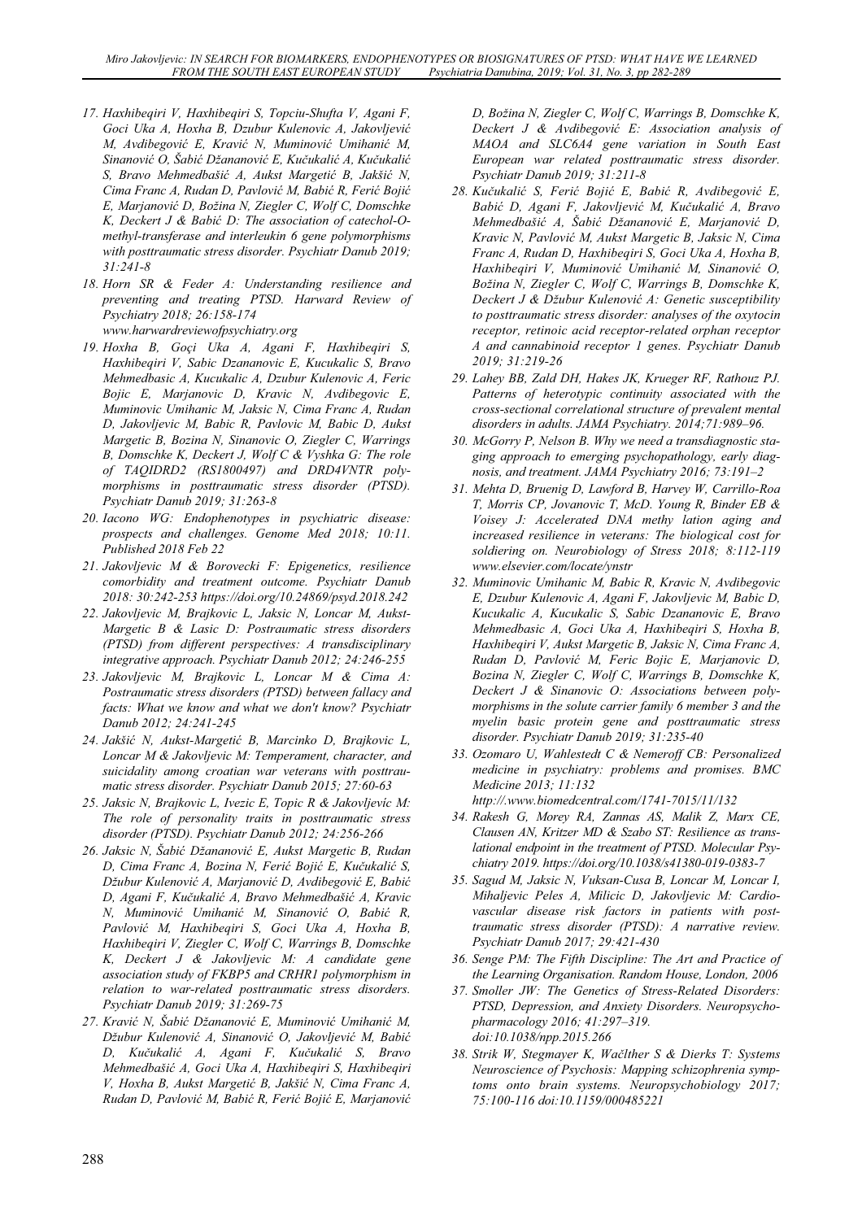17. Haxhibeqiri V, Haxhibeqiri S, Topciu-Shufta V, Agani F, Goci Uka A, Hoxha B, Dzubur Kulenovic A, Jakovljević M, Avdibegović E, Kravić N, Muminović Umihanić M, Sinanović O, Šabić Džananović E, Kučukalić A, Kučukalić S, Bravo Mehmedbašić A, Aukst Margetić B, Jakšić N, Cima Franc A, Rudan D, Pavlović M, Babić R, Ferić Bojić E, Marjanović D, Božina N, Ziegler C, Wolf C, Domschke K, Deckert J & Babić D: The association of catechol-O-methyl-transferase and interleukin 6 gene polymorphisms with posttraumatic stress disorder. Psychiatr Danub 2019; 31:241-8
18. Horn SR & Feder A: Understanding resilience and preventing and treating PTSD. Harward Review of Psychiatry 2018; 26:158-174 www.harwardreviewofpsychiatry.org
19. Hoxha B, Goçi Uka A, Agani F, Haxhibeqiri S, Haxhibeqiri V, Sabic Dzananovic E, Kucukalic S, Bravo Mehmedbasic A, Kucukalic A, Dzubur Kulenovic A, Feric Bojic E, Marjanovic D, Kravic N, Avdibegovic E, Muminovic Umihanic M, Jaksic N, Cima Franc A, Rudan D, Jakovljevic M, Babic R, Pavlovic M, Babic D, Aukst Margetic B, Bozina N, Sinanovic O, Ziegler C, Warrings B, Domschke K, Deckert J, Wolf C & Vyshka G: The role of TAQIDRD2 (RS1800497) and DRD4VNTR polymorphisms in posttraumatic stress disorder (PTSD). Psychiatr Danub 2019; 31:263-8
20. Iacono WG: Endophenotypes in psychiatric disease: prospects and challenges. Genome Med 2018; 10:11. Published 2018 Feb 22
21. Jakovljevic M & Borovecki F: Epigenetics, resilience comorbidity and treatment outcome. Psychiatr Danub 2018: 30:242-253 https://doi.org/10.24869/psyd.2018.242
22. Jakovljevic M, Brajkovic L, Jaksic N, Loncar M, Aukst-Margetic B & Lasic D: Postraumatic stress disorders (PTSD) from different perspectives: A transdisciplinary integrative approach. Psychiatr Danub 2012; 24:246-255
23. Jakovljevic M, Brajkovic L, Loncar M & Cima A: Postraumatic stress disorders (PTSD) between fallacy and facts: What we know and what we don't know? Psychiatr Danub 2012; 24:241-245
24. Jakšić N, Aukst-Margetić B, Marcinko D, Brajkovic L, Loncar M & Jakovljevic M: Temperament, character, and suicidality among croatian war veterans with posttraumatic stress disorder. Psychiatr Danub 2015; 27:60-63
25. Jaksic N, Brajkovic L, Ivezic E, Topic R & Jakovljevíc M: The role of personality traits in posttraumatic stress disorder (PTSD). Psychiatr Danub 2012; 24:256-266
26. Jaksic N, Šabić Džananović E, Aukst Margetic B, Rudan D, Cima Franc A, Bozina N, Ferić Bojić E, Kučukalić S, Džubur Kulenović A, Marjanović D, Avdibegović E, Babić D, Agani F, Kučukalić A, Bravo Mehmedbašić A, Kravic N, Muminović Umihanić M, Sinanović O, Babić R, Pavlović M, Haxhibeqiri S, Goci Uka A, Hoxha B, Haxhibeqiri V, Ziegler C, Wolf C, Warrings B, Domschke K, Deckert J & Jakovljević M: A candidate gene association study of FKBP5 and CRHR1 polymorphism in relation to war-related posttraumatic stress disorders. Psychiatr Danub 2019; 31:269-75
27. Kravić N, Šabić Džananović E, Muminović Umihanić M, Džubur Kulenović A, Sinanović O, Jakovljević M, Babić D, Kučukalić A, Agani F, Kučukalić S, Bravo Mehmedbašić A, Goci Uka A, Haxhibeqiri S, Haxhibeqiri V, Hoxha B, Aukst Margetić B, Jakšić N, Cima Franc A, Rudan D, Pavlović M, Babić R, Ferić Bojić E, Marjanović D, Božina N, Ziegler C, Wolf C, Warrings B, Domschke K, Deckert J & Avdibegović E: Association analysis of MAOA and SLC6A4 gene variation in South East European war related posttraumatic stress disorder. Psychiatr Danub 2019; 31:211-8
28. Kučukalić S, Ferić Bojić E, Babić R, Avdibegović E, Babić D, Agani F, Jakovljević M, Kučukalić A, Bravo Mehmedbašić A, Šabić Džananović E, Marjanović D, Kravic N, Pavlović M, Aukst Margetic B, Jaksic N, Cima Franc A, Rudan D, Haxhibeqiri S, Goci Uka A, Hoxha B, Haxhibeqiri V, Muminović Umihanić M, Sinanović O, Božina N, Ziegler C, Wolf C, Warrings B, Domschke K, Deckert J & Džubur Kulenović A: Genetic susceptibility to posttraumatic stress disorder: analyses of the oxytocin receptor, retinoic acid receptor-related orphan receptor A and cannabinoid receptor 1 genes. Psychiatr Danub 2019; 31:219-26
29. Lahey BB, Zald DH, Hakes JK, Krueger RF, Rathouz PJ. Patterns of heterotypic continuity associated with the cross-sectional correlational structure of prevalent mental disorders in adults. JAMA Psychiatry. 2014;71:989–96.
30. McGorry P, Nelson B. Why we need a transdiagnostic staging approach to emerging psychopathology, early diagnosis, and treatment. JAMA Psychiatry 2016; 73:191–2
31. Mehta D, Bruenig D, Lawford B, Harvey W, Carrillo-Roa T, Morris CP, Jovanovic T, McD. Young R, Binder EB & Voisey J: Accelerated DNA methy lation aging and increased resilience in veterans: The biological cost for soldiering on. Neurobiology of Stress 2018; 8:112-119 www.elsevier.com/locate/ynstr
32. Muminovic Umihanic M, Babic R, Kravic N, Avdibegovic E, Dzubur Kulenovic A, Agani F, Jakovljevic M, Babic D, Kucukalic A, Kucukalic S, Sabic Dzananovic E, Bravo Mehmedbasic A, Goci Uka A, Haxhibeqiri S, Hoxha B, Haxhibeqiri V, Aukst Margetic B, Jaksic N, Cima Franc A, Rudan D, Pavlović M, Feric Bojic E, Marjanovic D, Bozina N, Ziegler C, Wolf C, Warrings B, Domschke K, Deckert J & Sinanovic O: Associations between polymorphisms in the solute carrier family 6 member 3 and the myelin basic protein gene and posttraumatic stress disorder. Psychiatr Danub 2019; 31:235-40
33. Ozomaro U, Wahlestedt C & Nemeroff CB: Personalized medicine in psychiatry: problems and promises. BMC Medicine 2013; 11:132 http://.www.biomedcentral.com/1741-7015/11/132
34. Rakesh G, Morey RA, Zannas AS, Malik Z, Marx CE, Clausen AN, Kritzer MD & Szabo ST: Resilience as translational endpoint in the treatment of PTSD. Molecular Psychiatry 2019. https://doi.org/10.1038/s41380-019-0383-7
35. Sagud M, Jaksic N, Vuksan-Cusa B, Loncar M, Loncar I, Mihaljevic Peles A, Milicic D, Jakovljevic M: Cardiovascular disease risk factors in patients with posttraumatic stress disorder (PTSD): A narrative review. Psychiatr Danub 2017; 29:421-430
36. Senge PM: The Fifth Discipline: The Art and Practice of the Learning Organisation. Random House, London, 2006
37. Smoller JW: The Genetics of Stress-Related Disorders: PTSD, Depression, and Anxiety Disorders. Neuropsychopharmacology 2016; 41:297–319. doi:10.1038/npp.2015.266
38. Strik W, Stegmayer K, Waělther S & Dierks T: Systems Neuroscience of Psychosis: Mapping schizophrenia symptoms onto brain systems. Neuropsychobiology 2017; 75:100-116 doi:10.1159/000485221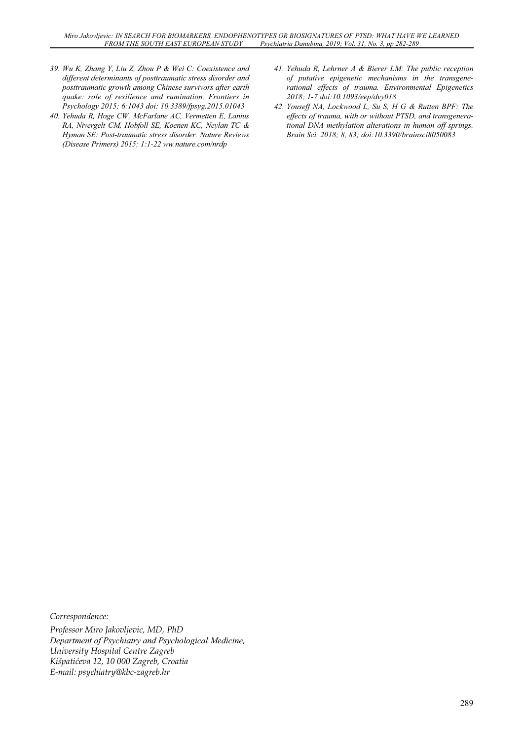39. *Wu K, Zhang Y, Liu Z, Zhou P & Wei C: Coexistence and different determinants of posttraumatic stress disorder and posttraumatic growth among Chinese survivors after earth quake: role of resilience and rumination. Frontiers in Psychology 2015; 6:1043 doi: 10.3389/fpsyg.2015.01043*
40. *Yehuda R, Hoge CW, McFarlane AC, Vermetten E, Lanius RA, Nivergelt CM, Hobfoll SE, Koenen KC, Neylan TC & Hyman SE: Post-traumatic stress disorder. Nature Reviews (Disease Primers) 2015; 1:1-22 ww.nature.com/nrdp*
41. *Yehuda R, Lehrner A & Bierer LM: The public reception of putative epigenetic mechanisms in the transgenerational effects of trauma. Environmental Epigenetics 2018; 1-7 doi:10.1093/eep/dvy018*
42. *Youseff NA, Lockwood L, Su S, H G & Rutten BPF: The effects of trauma, with or without PTSD, and transgenerational DNA methylation alterations in human off-springs. Brain Sci. 2018; 8, 83; doi:10.3390/brainsci8050083*

*Correspondence:*
*Professor Miro Jakovljevic, MD, PhD*
*Department of Psychiatry and Psychological Medicine,*
*University Hospital Centre Zagreb*
*Kišpatićeva 12, 10 000 Zagreb, Croatia*
*E-mail: psychiatry@kbc-zagreb.hr*